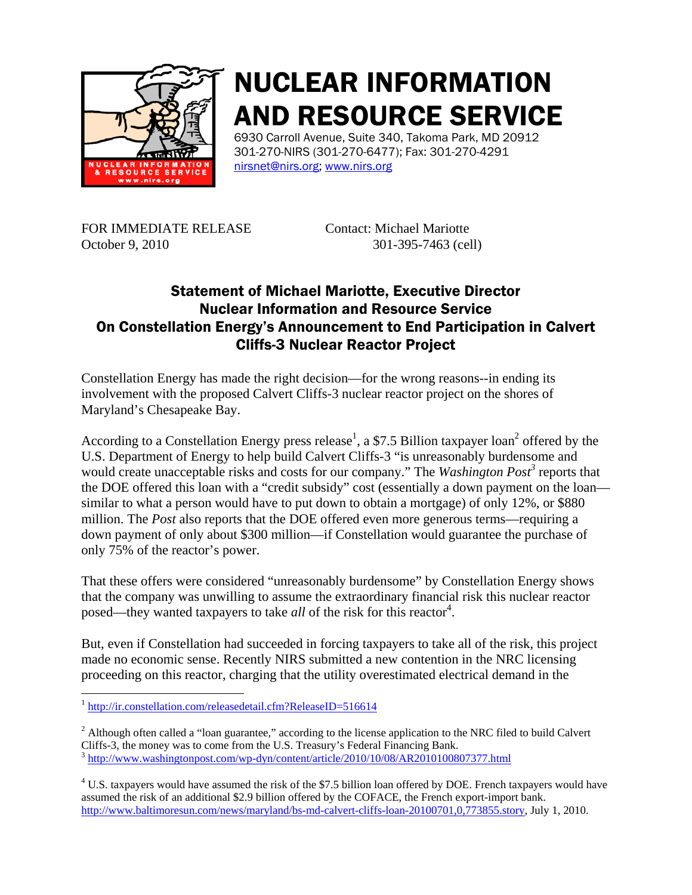# NUCLEAR INFORMATION AND RESOURCE SERVICE

6930 Carroll Avenue, Suite 340, Takoma Park, MD 20912
301-270-NIRS (301-270-6477); Fax: 301-270-4291
nirsnet@nirs.org; www.nirs.org

FOR IMMEDIATE RELEASE
October 9, 2010

Contact: Michael Mariotte
301-395-7463 (cell)

## Statement of Michael Mariotte, Executive Director Nuclear Information and Resource Service On Constellation Energy's Announcement to End Participation in Calvert Cliffs-3 Nuclear Reactor Project

Constellation Energy has made the right decision—for the wrong reasons--in ending its involvement with the proposed Calvert Cliffs-3 nuclear reactor project on the shores of Maryland's Chesapeake Bay.

According to a Constellation Energy press release[1], a $7.5 Billion taxpayer loan[2] offered by the U.S. Department of Energy to help build Calvert Cliffs-3 "is unreasonably burdensome and would create unacceptable risks and costs for our company." The *Washington Post*[3] reports that the DOE offered this loan with a "credit subsidy" cost (essentially a down payment on the loan—similar to what a person would have to put down to obtain a mortgage) of only 12%, or $880 million. The *Post* also reports that the DOE offered even more generous terms—requiring a down payment of only about $300 million—if Constellation would guarantee the purchase of only 75% of the reactor's power.

That these offers were considered "unreasonably burdensome" by Constellation Energy shows that the company was unwilling to assume the extraordinary financial risk this nuclear reactor posed—they wanted taxpayers to take *all* of the risk for this reactor[4].

But, even if Constellation had succeeded in forcing taxpayers to take all of the risk, this project made no economic sense. Recently NIRS submitted a new contention in the NRC licensing proceeding on this reactor, charging that the utility overestimated electrical demand in the

---

[1] http://ir.constellation.com/releasedetail.cfm?ReleaseID=516614

[2] Although often called a "loan guarantee," according to the license application to the NRC filed to build Calvert Cliffs-3, the money was to come from the U.S. Treasury's Federal Financing Bank.

[3] http://www.washingtonpost.com/wp-dyn/content/article/2010/10/08/AR2010100807377.html

[4] U.S. taxpayers would have assumed the risk of the $7.5 billion loan offered by DOE. French taxpayers would have assumed the risk of an additional $2.9 billion offered by the COFACE, the French export-import bank. http://www.baltimoresun.com/news/maryland/bs-md-calvert-cliffs-loan-20100701,0,773855.story, July 1, 2010.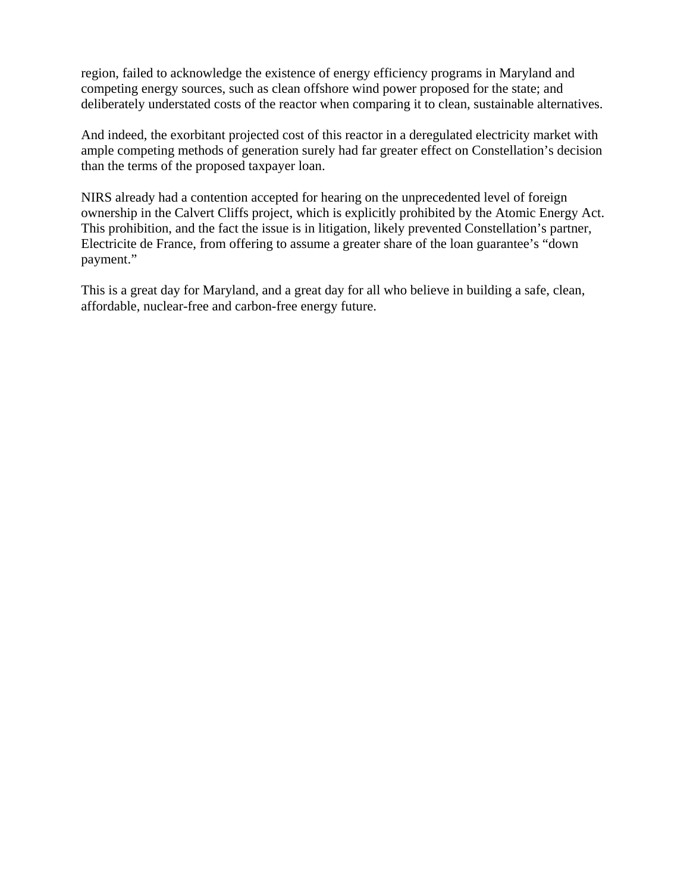region, failed to acknowledge the existence of energy efficiency programs in Maryland and competing energy sources, such as clean offshore wind power proposed for the state; and deliberately understated costs of the reactor when comparing it to clean, sustainable alternatives.

And indeed, the exorbitant projected cost of this reactor in a deregulated electricity market with ample competing methods of generation surely had far greater effect on Constellation's decision than the terms of the proposed taxpayer loan.

NIRS already had a contention accepted for hearing on the unprecedented level of foreign ownership in the Calvert Cliffs project, which is explicitly prohibited by the Atomic Energy Act. This prohibition, and the fact the issue is in litigation, likely prevented Constellation's partner, Electricite de France, from offering to assume a greater share of the loan guarantee's "down payment."

This is a great day for Maryland, and a great day for all who believe in building a safe, clean, affordable, nuclear-free and carbon-free energy future.